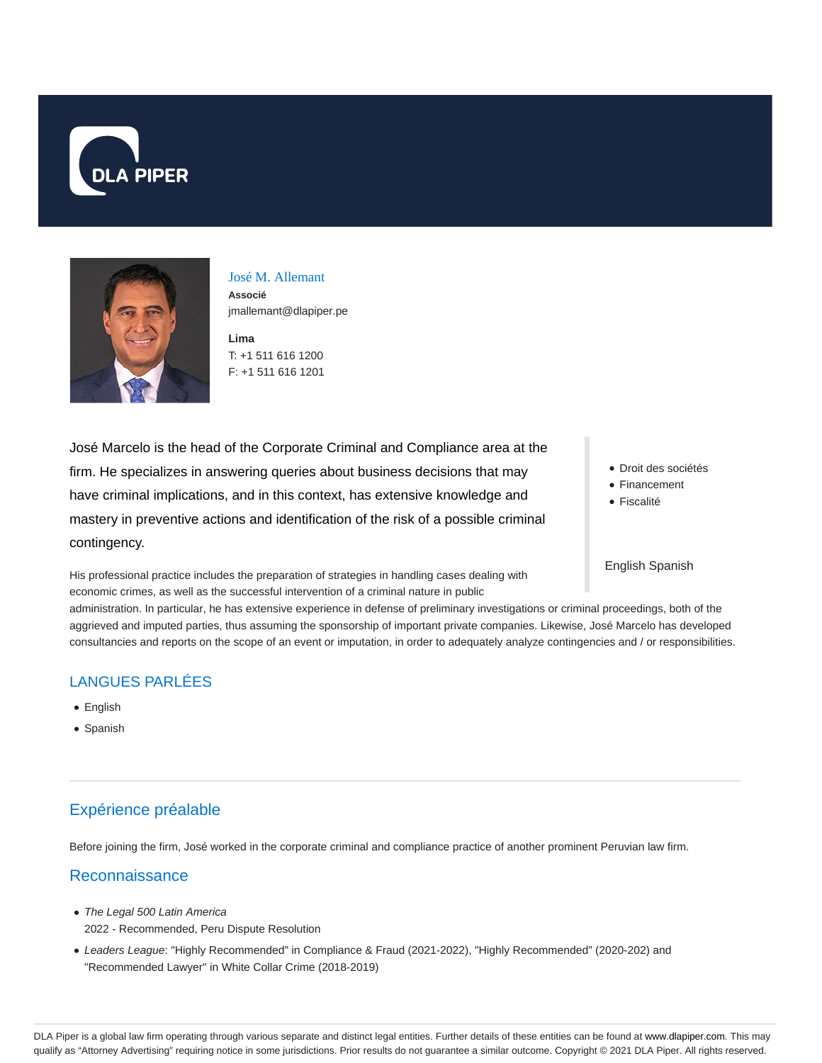# José M. Allemant

**Associé**

jmallemant@dlapiper.pe

**Lima**

T: +1 511 616 1200

F: +1 511 616 1201

José Marcelo is the head of the Corporate Criminal and Compliance area at the firm. He specializes in answering queries about business decisions that may have criminal implications, and in this context, has extensive knowledge and mastery in preventive actions and identification of the risk of a possible criminal contingency.

- Droit des sociétés
- Financement
- Fiscalité

English Spanish

His professional practice includes the preparation of strategies in handling cases dealing with economic crimes, as well as the successful intervention of a criminal nature in public administration. In particular, he has extensive experience in defense of preliminary investigations or criminal proceedings, both of the aggrieved and imputed parties, thus assuming the sponsorship of important private companies. Likewise, José Marcelo has developed consultancies and reports on the scope of an event or imputation, in order to adequately analyze contingencies and / or responsibilities.

## LANGUES PARLÉES

- English
- Spanish

## Expérience préalable

Before joining the firm, José worked in the corporate criminal and compliance practice of another prominent Peruvian law firm.

## Reconnaissance

- *The Legal 500 Latin America*
  2022 - Recommended, Peru Dispute Resolution
- *Leaders League*: "Highly Recommended" in Compliance & Fraud (2021-2022), "Highly Recommended" (2020-202) and "Recommended Lawyer" in White Collar Crime (2018-2019)

DLA Piper is a global law firm operating through various separate and distinct legal entities. Further details of these entities can be found at www.dlapiper.com. This may qualify as "Attorney Advertising" requiring notice in some jurisdictions. Prior results do not guarantee a similar outcome. Copyright © 2021 DLA Piper. All rights reserved.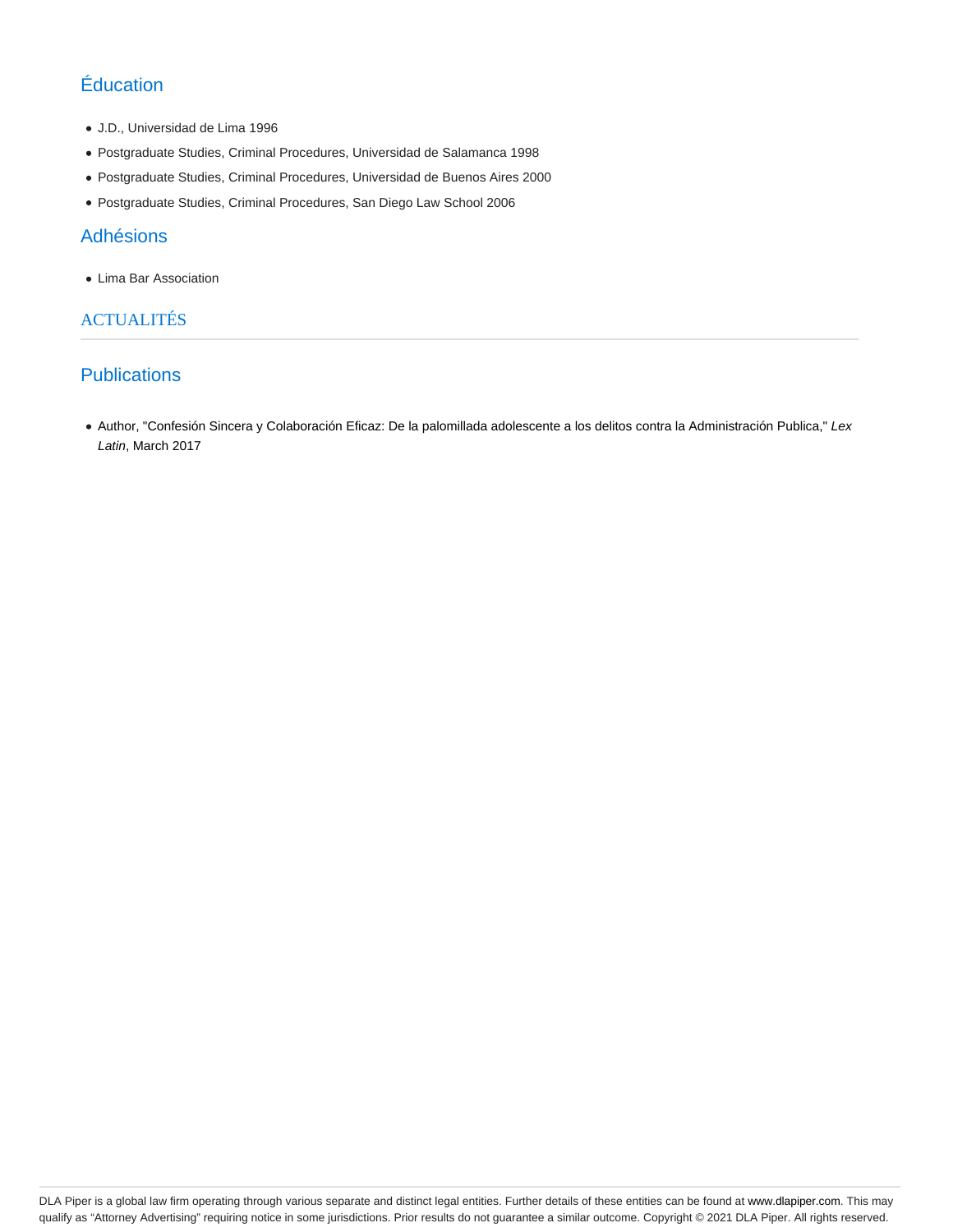## Éducation

- J.D., Universidad de Lima 1996
- Postgraduate Studies, Criminal Procedures, Universidad de Salamanca 1998
- Postgraduate Studies, Criminal Procedures, Universidad de Buenos Aires 2000
- Postgraduate Studies, Criminal Procedures, San Diego Law School 2006

## Adhésions

- Lima Bar Association

## ACTUALITÉS

## Publications

- Author, "Confesión Sincera y Colaboración Eficaz: De la palomillada adolescente a los delitos contra la Administración Publica," *Lex Latin*, March 2017

DLA Piper is a global law firm operating through various separate and distinct legal entities. Further details of these entities can be found at www.dlapiper.com. This may qualify as "Attorney Advertising" requiring notice in some jurisdictions. Prior results do not guarantee a similar outcome. Copyright © 2021 DLA Piper. All rights reserved.